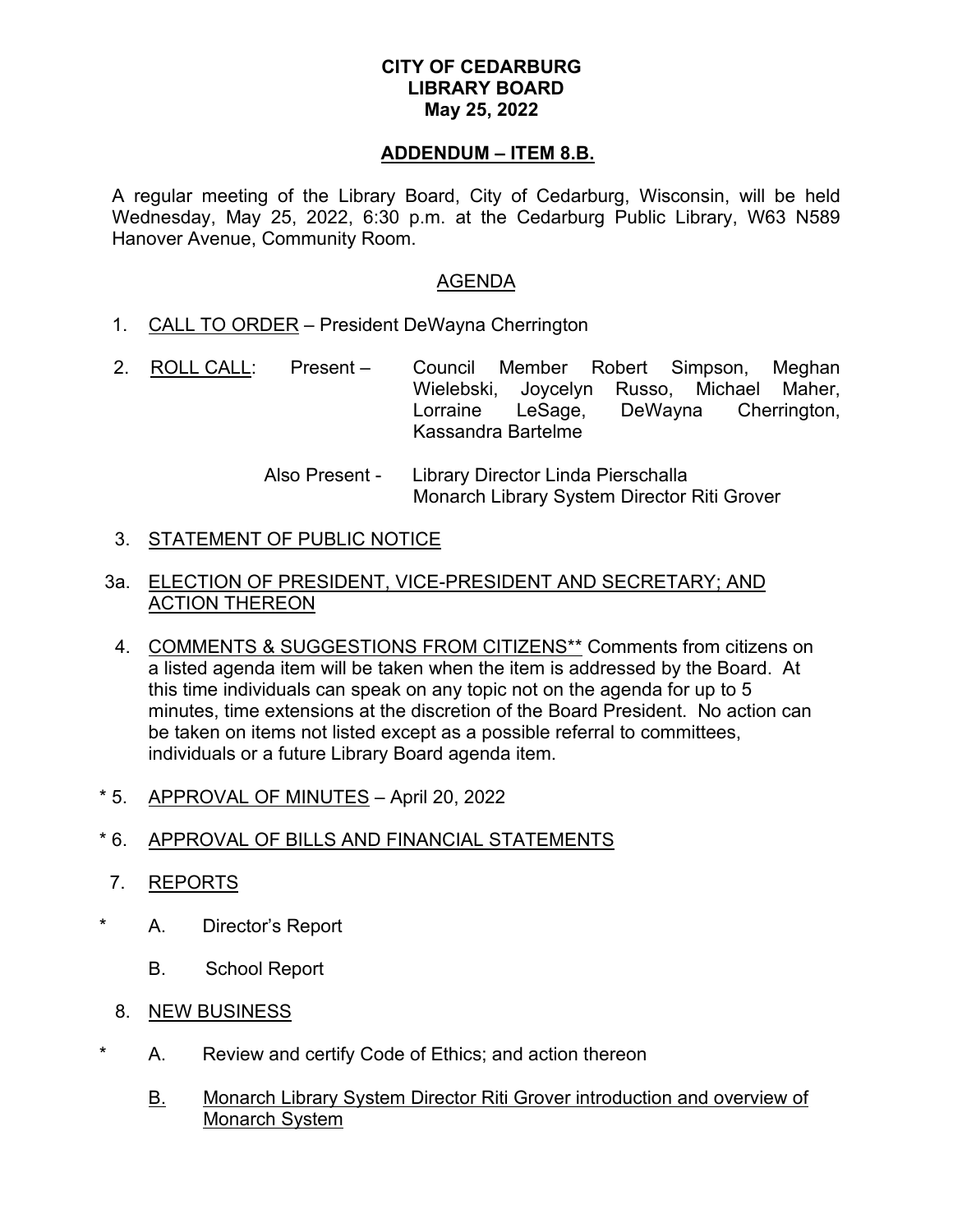**CITY OF CEDARBURG**
**LIBRARY BOARD**
**May 25, 2022**

**ADDENDUM – ITEM 8.B.**

A regular meeting of the Library Board, City of Cedarburg, Wisconsin, will be held Wednesday, May 25, 2022, 6:30 p.m. at the Cedarburg Public Library, W63 N589 Hanover Avenue, Community Room.

AGENDA

1. CALL TO ORDER – President DeWayna Cherrington

2. ROLL CALL: Present – Council Member Robert Simpson, Meghan Wielebski, Joycelyn Russo, Michael Maher, Lorraine LeSage, DeWayna Cherrington, Kassandra Bartelme

   Also Present - Library Director Linda Pierschalla
   Monarch Library System Director Riti Grover

3. STATEMENT OF PUBLIC NOTICE

3a. ELECTION OF PRESIDENT, VICE-PRESIDENT AND SECRETARY; AND ACTION THEREON

4. COMMENTS & SUGGESTIONS FROM CITIZENS** Comments from citizens on a listed agenda item will be taken when the item is addressed by the Board. At this time individuals can speak on any topic not on the agenda for up to 5 minutes, time extensions at the discretion of the Board President. No action can be taken on items not listed except as a possible referral to committees, individuals or a future Library Board agenda item.

\* 5. APPROVAL OF MINUTES – April 20, 2022

\* 6. APPROVAL OF BILLS AND FINANCIAL STATEMENTS

7. REPORTS

\* A. Director's Report

   B. School Report

8. NEW BUSINESS

\* A. Review and certify Code of Ethics; and action thereon

   B. Monarch Library System Director Riti Grover introduction and overview of Monarch System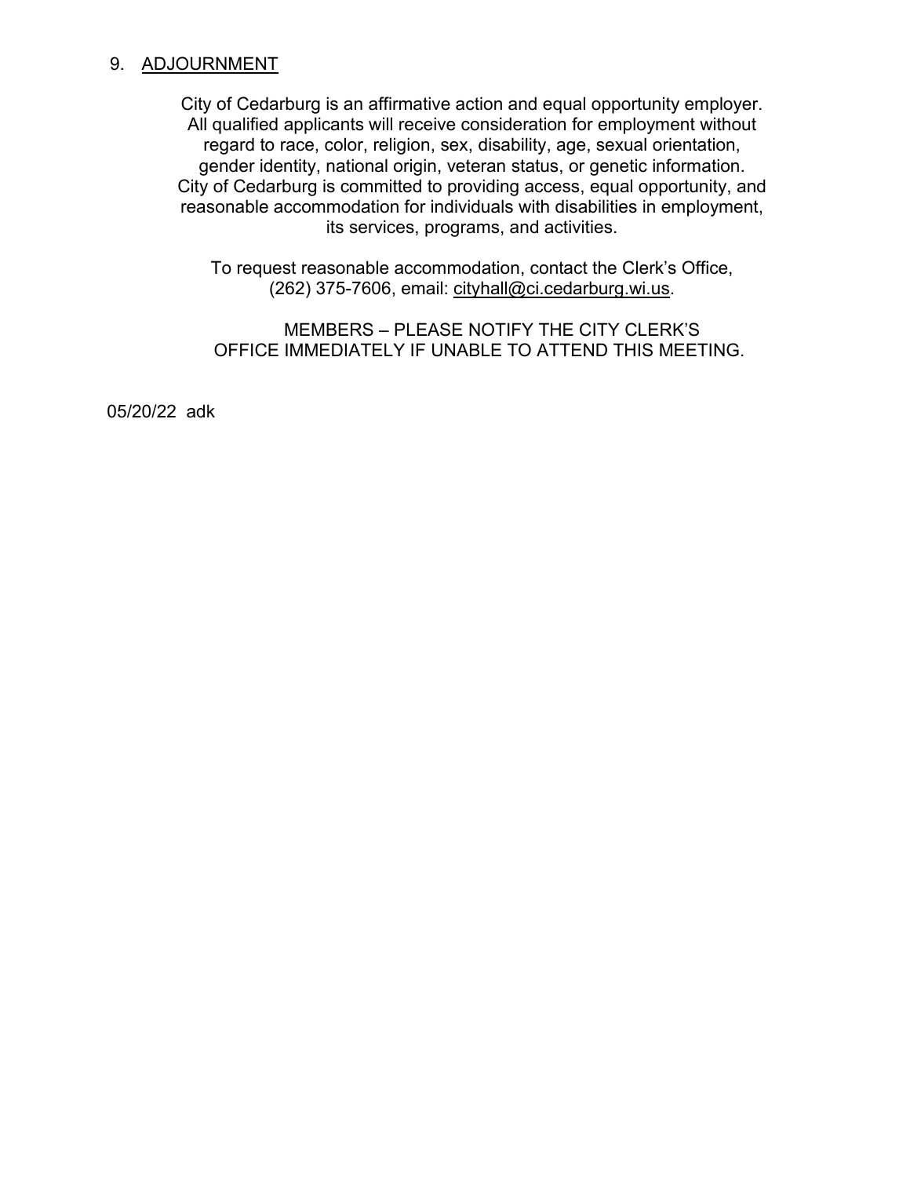9. ADJOURNMENT

City of Cedarburg is an affirmative action and equal opportunity employer. All qualified applicants will receive consideration for employment without regard to race, color, religion, sex, disability, age, sexual orientation, gender identity, national origin, veteran status, or genetic information. City of Cedarburg is committed to providing access, equal opportunity, and reasonable accommodation for individuals with disabilities in employment, its services, programs, and activities.

To request reasonable accommodation, contact the Clerk's Office, (262) 375-7606, email: cityhall@ci.cedarburg.wi.us.

MEMBERS – PLEASE NOTIFY THE CITY CLERK'S OFFICE IMMEDIATELY IF UNABLE TO ATTEND THIS MEETING.

05/20/22 adk